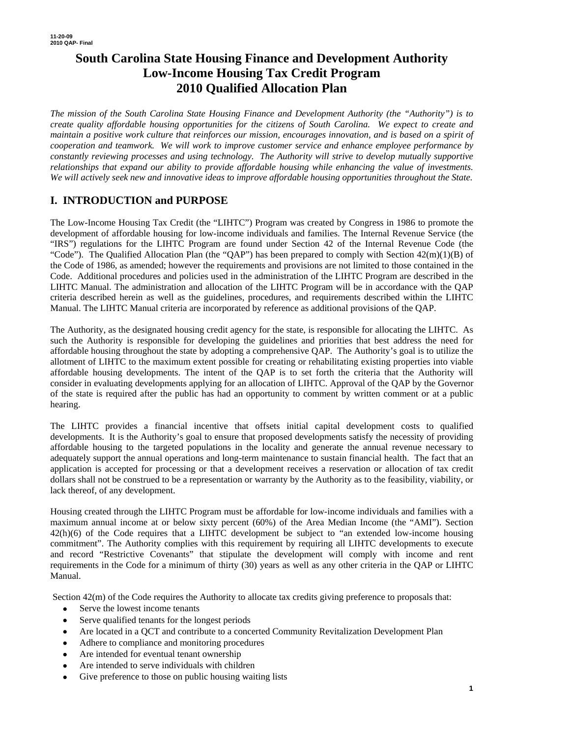11-20-09
2010 QAP- Final

# South Carolina State Housing Finance and Development Authority
# Low-Income Housing Tax Credit Program
# 2010 Qualified Allocation Plan

*The mission of the South Carolina State Housing Finance and Development Authority (the "Authority") is to create quality affordable housing opportunities for the citizens of South Carolina. We expect to create and maintain a positive work culture that reinforces our mission, encourages innovation, and is based on a spirit of cooperation and teamwork. We will work to improve customer service and enhance employee performance by constantly reviewing processes and using technology. The Authority will strive to develop mutually supportive relationships that expand our ability to provide affordable housing while enhancing the value of investments. We will actively seek new and innovative ideas to improve affordable housing opportunities throughout the State.*

## I. INTRODUCTION and PURPOSE

The Low-Income Housing Tax Credit (the "LIHTC") Program was created by Congress in 1986 to promote the development of affordable housing for low-income individuals and families. The Internal Revenue Service (the "IRS") regulations for the LIHTC Program are found under Section 42 of the Internal Revenue Code (the "Code"). The Qualified Allocation Plan (the "QAP") has been prepared to comply with Section 42(m)(1)(B) of the Code of 1986, as amended; however the requirements and provisions are not limited to those contained in the Code. Additional procedures and policies used in the administration of the LIHTC Program are described in the LIHTC Manual. The administration and allocation of the LIHTC Program will be in accordance with the QAP criteria described herein as well as the guidelines, procedures, and requirements described within the LIHTC Manual. The LIHTC Manual criteria are incorporated by reference as additional provisions of the QAP.

The Authority, as the designated housing credit agency for the state, is responsible for allocating the LIHTC. As such the Authority is responsible for developing the guidelines and priorities that best address the need for affordable housing throughout the state by adopting a comprehensive QAP. The Authority's goal is to utilize the allotment of LIHTC to the maximum extent possible for creating or rehabilitating existing properties into viable affordable housing developments. The intent of the QAP is to set forth the criteria that the Authority will consider in evaluating developments applying for an allocation of LIHTC. Approval of the QAP by the Governor of the state is required after the public has had an opportunity to comment by written comment or at a public hearing.

The LIHTC provides a financial incentive that offsets initial capital development costs to qualified developments. It is the Authority's goal to ensure that proposed developments satisfy the necessity of providing affordable housing to the targeted populations in the locality and generate the annual revenue necessary to adequately support the annual operations and long-term maintenance to sustain financial health. The fact that an application is accepted for processing or that a development receives a reservation or allocation of tax credit dollars shall not be construed to be a representation or warranty by the Authority as to the feasibility, viability, or lack thereof, of any development.

Housing created through the LIHTC Program must be affordable for low-income individuals and families with a maximum annual income at or below sixty percent (60%) of the Area Median Income (the "AMI"). Section 42(h)(6) of the Code requires that a LIHTC development be subject to "an extended low-income housing commitment". The Authority complies with this requirement by requiring all LIHTC developments to execute and record "Restrictive Covenants" that stipulate the development will comply with income and rent requirements in the Code for a minimum of thirty (30) years as well as any other criteria in the QAP or LIHTC Manual.

Section 42(m) of the Code requires the Authority to allocate tax credits giving preference to proposals that:

- Serve the lowest income tenants
- Serve qualified tenants for the longest periods
- Are located in a QCT and contribute to a concerted Community Revitalization Development Plan
- Adhere to compliance and monitoring procedures
- Are intended for eventual tenant ownership
- Are intended to serve individuals with children
- Give preference to those on public housing waiting lists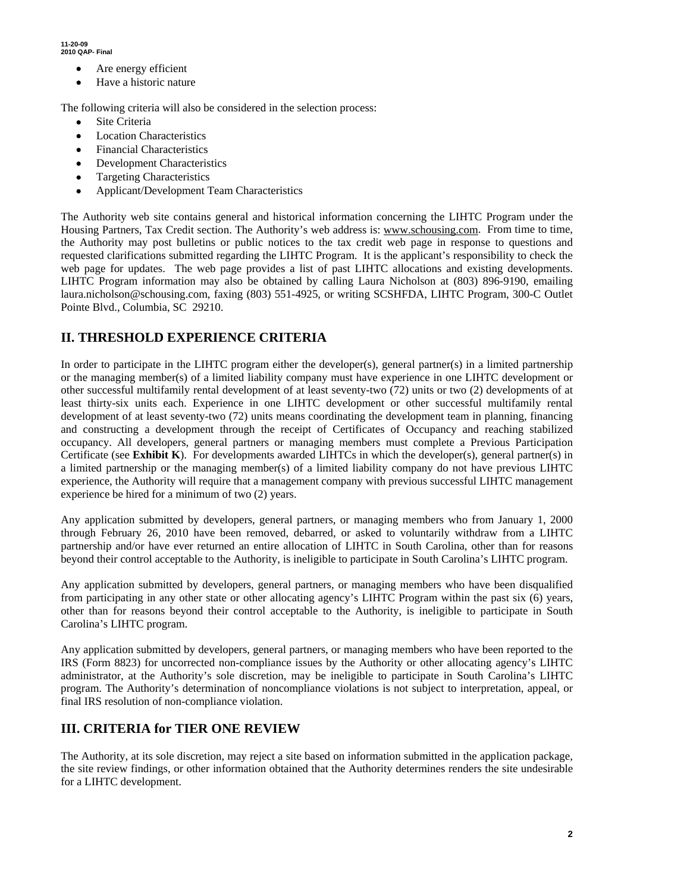- Are energy efficient
- Have a historic nature

The following criteria will also be considered in the selection process:

- Site Criteria
- Location Characteristics
- Financial Characteristics
- Development Characteristics
- Targeting Characteristics
- Applicant/Development Team Characteristics

The Authority web site contains general and historical information concerning the LIHTC Program under the Housing Partners, Tax Credit section. The Authority's web address is: www.schousing.com. From time to time, the Authority may post bulletins or public notices to the tax credit web page in response to questions and requested clarifications submitted regarding the LIHTC Program. It is the applicant's responsibility to check the web page for updates. The web page provides a list of past LIHTC allocations and existing developments. LIHTC Program information may also be obtained by calling Laura Nicholson at (803) 896-9190, emailing laura.nicholson@schousing.com, faxing (803) 551-4925, or writing SCSHFDA, LIHTC Program, 300-C Outlet Pointe Blvd., Columbia, SC 29210.

## II. THRESHOLD EXPERIENCE CRITERIA

In order to participate in the LIHTC program either the developer(s), general partner(s) in a limited partnership or the managing member(s) of a limited liability company must have experience in one LIHTC development or other successful multifamily rental development of at least seventy-two (72) units or two (2) developments of at least thirty-six units each. Experience in one LIHTC development or other successful multifamily rental development of at least seventy-two (72) units means coordinating the development team in planning, financing and constructing a development through the receipt of Certificates of Occupancy and reaching stabilized occupancy. All developers, general partners or managing members must complete a Previous Participation Certificate (see **Exhibit K**). For developments awarded LIHTCs in which the developer(s), general partner(s) in a limited partnership or the managing member(s) of a limited liability company do not have previous LIHTC experience, the Authority will require that a management company with previous successful LIHTC management experience be hired for a minimum of two (2) years.

Any application submitted by developers, general partners, or managing members who from January 1, 2000 through February 26, 2010 have been removed, debarred, or asked to voluntarily withdraw from a LIHTC partnership and/or have ever returned an entire allocation of LIHTC in South Carolina, other than for reasons beyond their control acceptable to the Authority, is ineligible to participate in South Carolina's LIHTC program.

Any application submitted by developers, general partners, or managing members who have been disqualified from participating in any other state or other allocating agency's LIHTC Program within the past six (6) years, other than for reasons beyond their control acceptable to the Authority, is ineligible to participate in South Carolina's LIHTC program.

Any application submitted by developers, general partners, or managing members who have been reported to the IRS (Form 8823) for uncorrected non-compliance issues by the Authority or other allocating agency's LIHTC administrator, at the Authority's sole discretion, may be ineligible to participate in South Carolina's LIHTC program. The Authority's determination of noncompliance violations is not subject to interpretation, appeal, or final IRS resolution of non-compliance violation.

## III. CRITERIA for TIER ONE REVIEW

The Authority, at its sole discretion, may reject a site based on information submitted in the application package, the site review findings, or other information obtained that the Authority determines renders the site undesirable for a LIHTC development.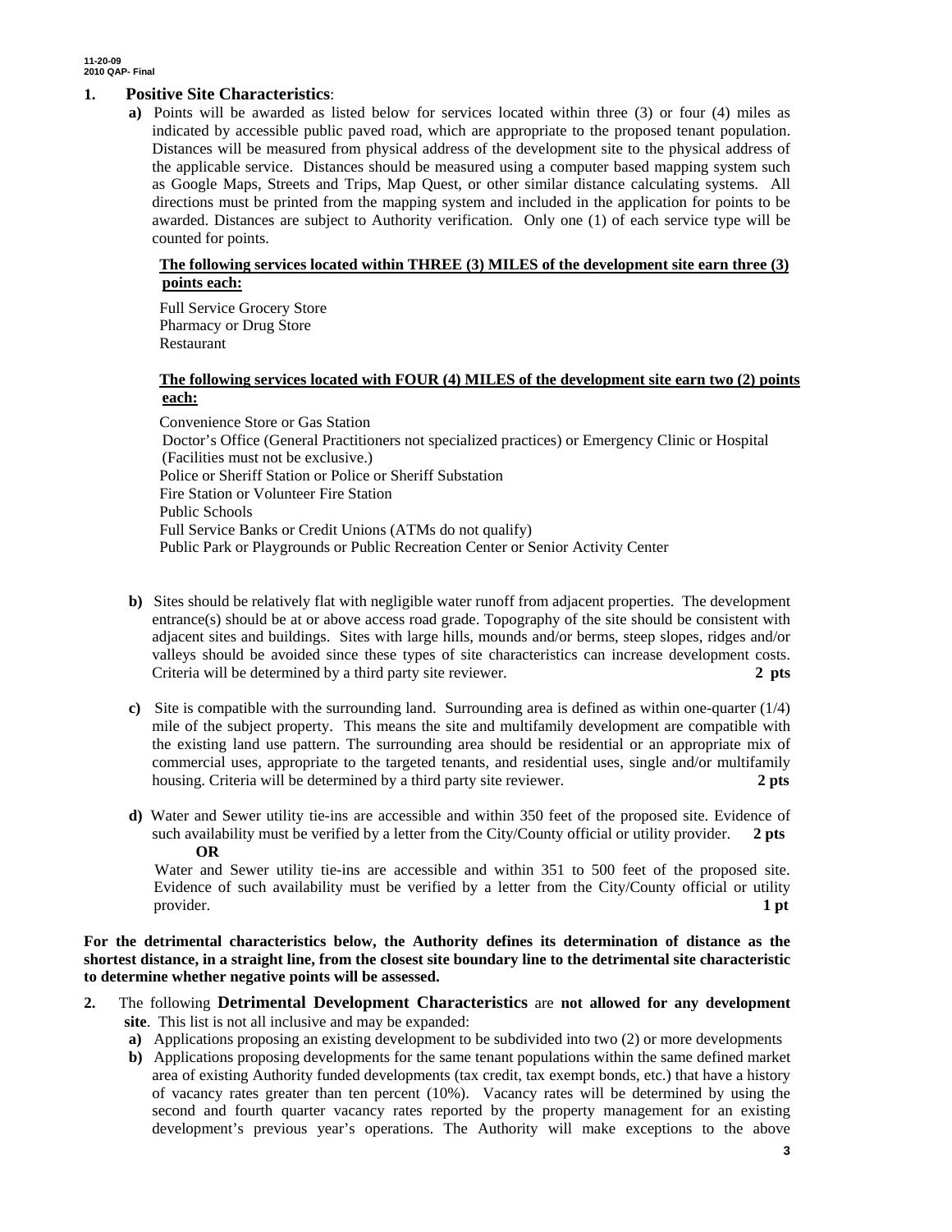**1. Positive Site Characteristics**:

**a)** Points will be awarded as listed below for services located within three (3) or four (4) miles as indicated by accessible public paved road, which are appropriate to the proposed tenant population. Distances will be measured from physical address of the development site to the physical address of the applicable service. Distances should be measured using a computer based mapping system such as Google Maps, Streets and Trips, Map Quest, or other similar distance calculating systems. All directions must be printed from the mapping system and included in the application for points to be awarded. Distances are subject to Authority verification. Only one (1) of each service type will be counted for points.

**The following services located within THREE (3) MILES of the development site earn three (3) points each:**

Full Service Grocery Store
Pharmacy or Drug Store
Restaurant

**The following services located with FOUR (4) MILES of the development site earn two (2) points each:**

Convenience Store or Gas Station
Doctor's Office (General Practitioners not specialized practices) or Emergency Clinic or Hospital (Facilities must not be exclusive.)
Police or Sheriff Station or Police or Sheriff Substation
Fire Station or Volunteer Fire Station
Public Schools
Full Service Banks or Credit Unions (ATMs do not qualify)
Public Park or Playgrounds or Public Recreation Center or Senior Activity Center

**b)** Sites should be relatively flat with negligible water runoff from adjacent properties. The development entrance(s) should be at or above access road grade. Topography of the site should be consistent with adjacent sites and buildings. Sites with large hills, mounds and/or berms, steep slopes, ridges and/or valleys should be avoided since these types of site characteristics can increase development costs. Criteria will be determined by a third party site reviewer. **2 pts**

**c)** Site is compatible with the surrounding land. Surrounding area is defined as within one-quarter (1/4) mile of the subject property. This means the site and multifamily development are compatible with the existing land use pattern. The surrounding area should be residential or an appropriate mix of commercial uses, appropriate to the targeted tenants, and residential uses, single and/or multifamily housing. Criteria will be determined by a third party site reviewer. **2 pts**

**d)** Water and Sewer utility tie-ins are accessible and within 350 feet of the proposed site. Evidence of such availability must be verified by a letter from the City/County official or utility provider. **2 pts**

**OR**

Water and Sewer utility tie-ins are accessible and within 351 to 500 feet of the proposed site. Evidence of such availability must be verified by a letter from the City/County official or utility provider. **1 pt**

**For the detrimental characteristics below, the Authority defines its determination of distance as the shortest distance, in a straight line, from the closest site boundary line to the detrimental site characteristic to determine whether negative points will be assessed.**

**2.** The following **Detrimental Development Characteristics** are **not allowed for any development site**. This list is not all inclusive and may be expanded:

**a)** Applications proposing an existing development to be subdivided into two (2) or more developments

**b)** Applications proposing developments for the same tenant populations within the same defined market area of existing Authority funded developments (tax credit, tax exempt bonds, etc.) that have a history of vacancy rates greater than ten percent (10%). Vacancy rates will be determined by using the second and fourth quarter vacancy rates reported by the property management for an existing development's previous year's operations. The Authority will make exceptions to the above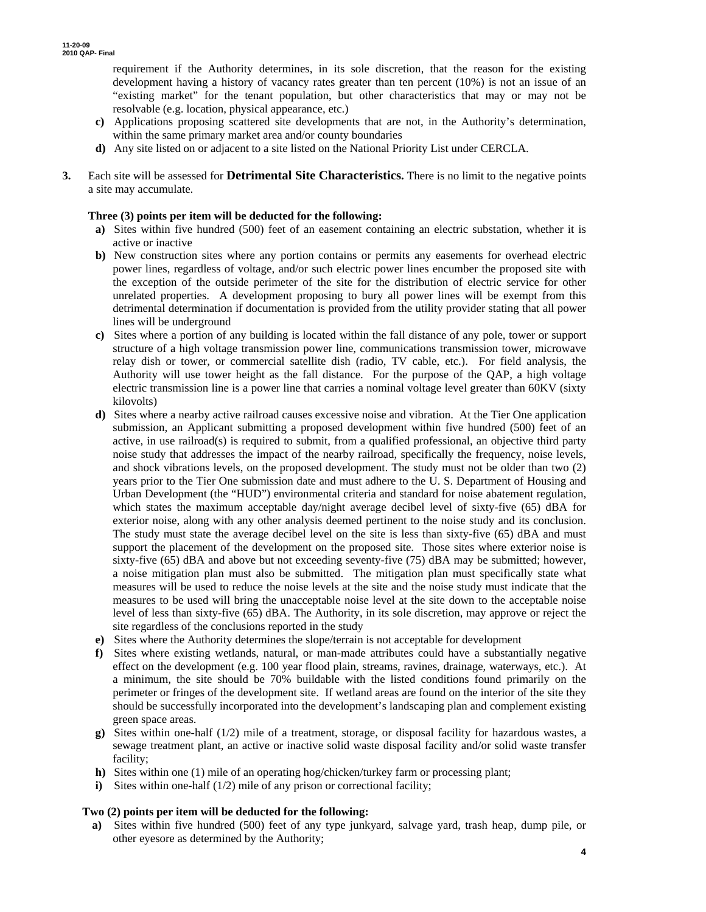requirement if the Authority determines, in its sole discretion, that the reason for the existing development having a history of vacancy rates greater than ten percent (10%) is not an issue of an "existing market" for the tenant population, but other characteristics that may or may not be resolvable (e.g. location, physical appearance, etc.)

c) Applications proposing scattered site developments that are not, in the Authority's determination, within the same primary market area and/or county boundaries

d) Any site listed on or adjacent to a site listed on the National Priority List under CERCLA.

3. Each site will be assessed for **Detrimental Site Characteristics.** There is no limit to the negative points a site may accumulate.

**Three (3) points per item will be deducted for the following:**

a) Sites within five hundred (500) feet of an easement containing an electric substation, whether it is active or inactive

b) New construction sites where any portion contains or permits any easements for overhead electric power lines, regardless of voltage, and/or such electric power lines encumber the proposed site with the exception of the outside perimeter of the site for the distribution of electric service for other unrelated properties. A development proposing to bury all power lines will be exempt from this detrimental determination if documentation is provided from the utility provider stating that all power lines will be underground

c) Sites where a portion of any building is located within the fall distance of any pole, tower or support structure of a high voltage transmission power line, communications transmission tower, microwave relay dish or tower, or commercial satellite dish (radio, TV cable, etc.). For field analysis, the Authority will use tower height as the fall distance. For the purpose of the QAP, a high voltage electric transmission line is a power line that carries a nominal voltage level greater than 60KV (sixty kilovolts)

d) Sites where a nearby active railroad causes excessive noise and vibration. At the Tier One application submission, an Applicant submitting a proposed development within five hundred (500) feet of an active, in use railroad(s) is required to submit, from a qualified professional, an objective third party noise study that addresses the impact of the nearby railroad, specifically the frequency, noise levels, and shock vibrations levels, on the proposed development. The study must not be older than two (2) years prior to the Tier One submission date and must adhere to the U. S. Department of Housing and Urban Development (the "HUD") environmental criteria and standard for noise abatement regulation, which states the maximum acceptable day/night average decibel level of sixty-five (65) dBA for exterior noise, along with any other analysis deemed pertinent to the noise study and its conclusion. The study must state the average decibel level on the site is less than sixty-five (65) dBA and must support the placement of the development on the proposed site. Those sites where exterior noise is sixty-five (65) dBA and above but not exceeding seventy-five (75) dBA may be submitted; however, a noise mitigation plan must also be submitted. The mitigation plan must specifically state what measures will be used to reduce the noise levels at the site and the noise study must indicate that the measures to be used will bring the unacceptable noise level at the site down to the acceptable noise level of less than sixty-five (65) dBA. The Authority, in its sole discretion, may approve or reject the site regardless of the conclusions reported in the study

e) Sites where the Authority determines the slope/terrain is not acceptable for development

f) Sites where existing wetlands, natural, or man-made attributes could have a substantially negative effect on the development (e.g. 100 year flood plain, streams, ravines, drainage, waterways, etc.). At a minimum, the site should be 70% buildable with the listed conditions found primarily on the perimeter or fringes of the development site. If wetland areas are found on the interior of the site they should be successfully incorporated into the development's landscaping plan and complement existing green space areas.

g) Sites within one-half (1/2) mile of a treatment, storage, or disposal facility for hazardous wastes, a sewage treatment plant, an active or inactive solid waste disposal facility and/or solid waste transfer facility;

h) Sites within one (1) mile of an operating hog/chicken/turkey farm or processing plant;

i) Sites within one-half (1/2) mile of any prison or correctional facility;

**Two (2) points per item will be deducted for the following:**

a) Sites within five hundred (500) feet of any type junkyard, salvage yard, trash heap, dump pile, or other eyesore as determined by the Authority;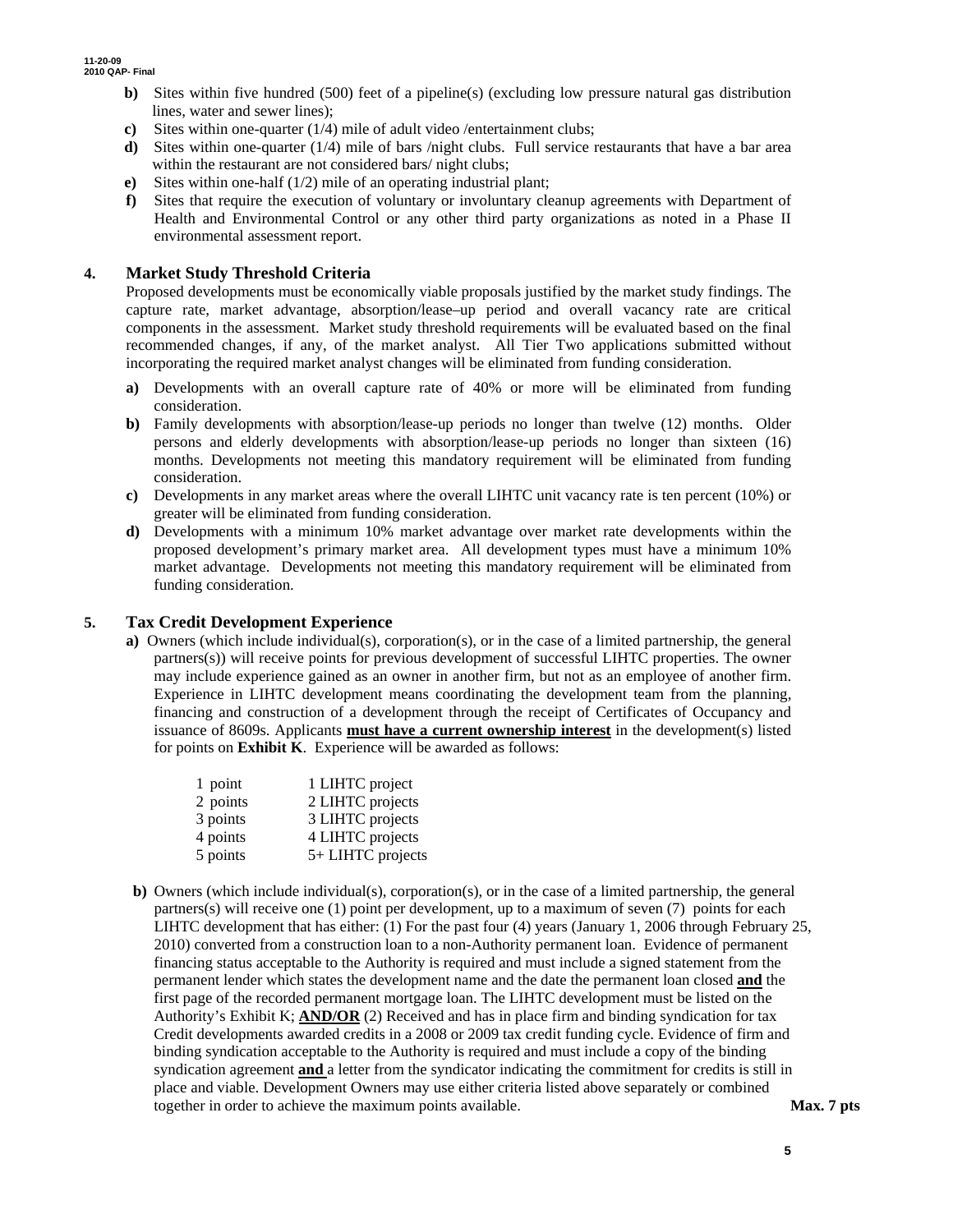- **b)** Sites within five hundred (500) feet of a pipeline(s) (excluding low pressure natural gas distribution lines, water and sewer lines);
- **c)** Sites within one-quarter (1/4) mile of adult video /entertainment clubs;
- **d)** Sites within one-quarter (1/4) mile of bars /night clubs. Full service restaurants that have a bar area within the restaurant are not considered bars/ night clubs;
- **e)** Sites within one-half (1/2) mile of an operating industrial plant;
- **f)** Sites that require the execution of voluntary or involuntary cleanup agreements with Department of Health and Environmental Control or any other third party organizations as noted in a Phase II environmental assessment report.

## 4. Market Study Threshold Criteria

Proposed developments must be economically viable proposals justified by the market study findings. The capture rate, market advantage, absorption/lease–up period and overall vacancy rate are critical components in the assessment. Market study threshold requirements will be evaluated based on the final recommended changes, if any, of the market analyst. All Tier Two applications submitted without incorporating the required market analyst changes will be eliminated from funding consideration.

- **a)** Developments with an overall capture rate of 40% or more will be eliminated from funding consideration.
- **b)** Family developments with absorption/lease-up periods no longer than twelve (12) months. Older persons and elderly developments with absorption/lease-up periods no longer than sixteen (16) months. Developments not meeting this mandatory requirement will be eliminated from funding consideration.
- **c)** Developments in any market areas where the overall LIHTC unit vacancy rate is ten percent (10%) or greater will be eliminated from funding consideration.
- **d)** Developments with a minimum 10% market advantage over market rate developments within the proposed development's primary market area. All development types must have a minimum 10% market advantage. Developments not meeting this mandatory requirement will be eliminated from funding consideration.

## 5. Tax Credit Development Experience

**a)** Owners (which include individual(s), corporation(s), or in the case of a limited partnership, the general partners(s)) will receive points for previous development of successful LIHTC properties. The owner may include experience gained as an owner in another firm, but not as an employee of another firm. Experience in LIHTC development means coordinating the development team from the planning, financing and construction of a development through the receipt of Certificates of Occupancy and issuance of 8609s. Applicants **<u>must have a current ownership interest</u>** in the development(s) listed for points on **Exhibit K**. Experience will be awarded as follows:

| | |
|---|---|
| 1 point | 1 LIHTC project |
| 2 points | 2 LIHTC projects |
| 3 points | 3 LIHTC projects |
| 4 points | 4 LIHTC projects |
| 5 points | 5+ LIHTC projects |

**b)** Owners (which include individual(s), corporation(s), or in the case of a limited partnership, the general partners(s) will receive one (1) point per development, up to a maximum of seven (7) points for each LIHTC development that has either: (1) For the past four (4) years (January 1, 2006 through February 25, 2010) converted from a construction loan to a non-Authority permanent loan. Evidence of permanent financing status acceptable to the Authority is required and must include a signed statement from the permanent lender which states the development name and the date the permanent loan closed **<u>and</u>** the first page of the recorded permanent mortgage loan. The LIHTC development must be listed on the Authority's Exhibit K; **<u>AND/OR</u>** (2) Received and has in place firm and binding syndication for tax Credit developments awarded credits in a 2008 or 2009 tax credit funding cycle. Evidence of firm and binding syndication acceptable to the Authority is required and must include a copy of the binding syndication agreement **<u>and</u>** a letter from the syndicator indicating the commitment for credits is still in place and viable. Development Owners may use either criteria listed above separately or combined together in order to achieve the maximum points available. **Max. 7 pts**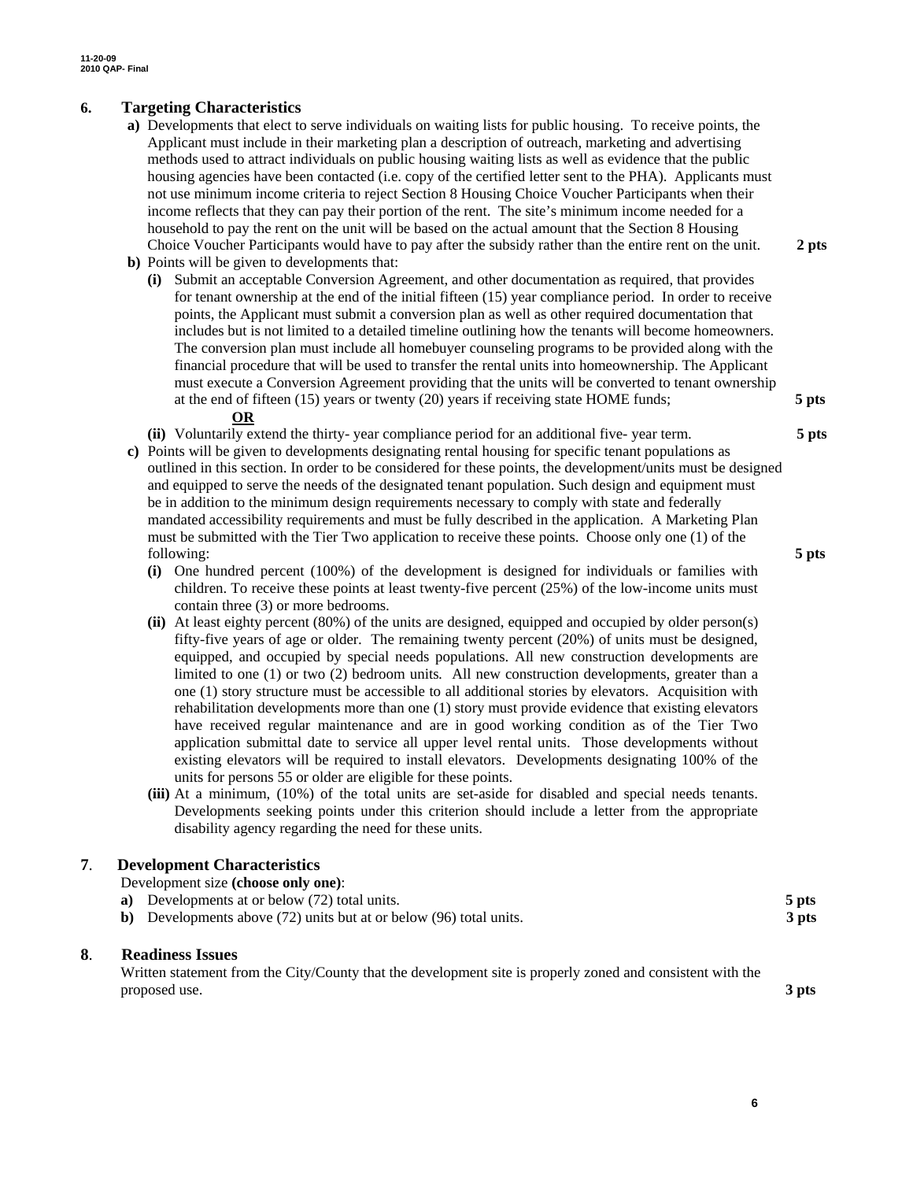## 6. Targeting Characteristics

**a)** Developments that elect to serve individuals on waiting lists for public housing. To receive points, the Applicant must include in their marketing plan a description of outreach, marketing and advertising methods used to attract individuals on public housing waiting lists as well as evidence that the public housing agencies have been contacted (i.e. copy of the certified letter sent to the PHA). Applicants must not use minimum income criteria to reject Section 8 Housing Choice Voucher Participants when their income reflects that they can pay their portion of the rent. The site's minimum income needed for a household to pay the rent on the unit will be based on the actual amount that the Section 8 Housing Choice Voucher Participants would have to pay after the subsidy rather than the entire rent on the unit. **2 pts**

**b)** Points will be given to developments that:

**(i)** Submit an acceptable Conversion Agreement, and other documentation as required, that provides for tenant ownership at the end of the initial fifteen (15) year compliance period. In order to receive points, the Applicant must submit a conversion plan as well as other required documentation that includes but is not limited to a detailed timeline outlining how the tenants will become homeowners. The conversion plan must include all homebuyer counseling programs to be provided along with the financial procedure that will be used to transfer the rental units into homeownership. The Applicant must execute a Conversion Agreement providing that the units will be converted to tenant ownership at the end of fifteen (15) years or twenty (20) years if receiving state HOME funds; **5 pts**

**OR**

**(ii)** Voluntarily extend the thirty- year compliance period for an additional five- year term. **5 pts**

**c)** Points will be given to developments designating rental housing for specific tenant populations as outlined in this section. In order to be considered for these points, the development/units must be designed and equipped to serve the needs of the designated tenant population. Such design and equipment must be in addition to the minimum design requirements necessary to comply with state and federally mandated accessibility requirements and must be fully described in the application. A Marketing Plan must be submitted with the Tier Two application to receive these points. Choose only one (1) of the following: **5 pts**

**(i)** One hundred percent (100%) of the development is designed for individuals or families with children. To receive these points at least twenty-five percent (25%) of the low-income units must contain three (3) or more bedrooms.

**(ii)** At least eighty percent (80%) of the units are designed, equipped and occupied by older person(s) fifty-five years of age or older. The remaining twenty percent (20%) of units must be designed, equipped, and occupied by special needs populations. All new construction developments are limited to one (1) or two (2) bedroom units. All new construction developments, greater than a one (1) story structure must be accessible to all additional stories by elevators. Acquisition with rehabilitation developments more than one (1) story must provide evidence that existing elevators have received regular maintenance and are in good working condition as of the Tier Two application submittal date to service all upper level rental units. Those developments without existing elevators will be required to install elevators. Developments designating 100% of the units for persons 55 or older are eligible for these points.

**(iii)** At a minimum, (10%) of the total units are set-aside for disabled and special needs tenants. Developments seeking points under this criterion should include a letter from the appropriate disability agency regarding the need for these units.

## 7. Development Characteristics

Development size **(choose only one)**:

**a)** Developments at or below (72) total units. **5 pts**

**b)** Developments above (72) units but at or below (96) total units. **3 pts**

## 8. Readiness Issues

Written statement from the City/County that the development site is properly zoned and consistent with the proposed use. **3 pts**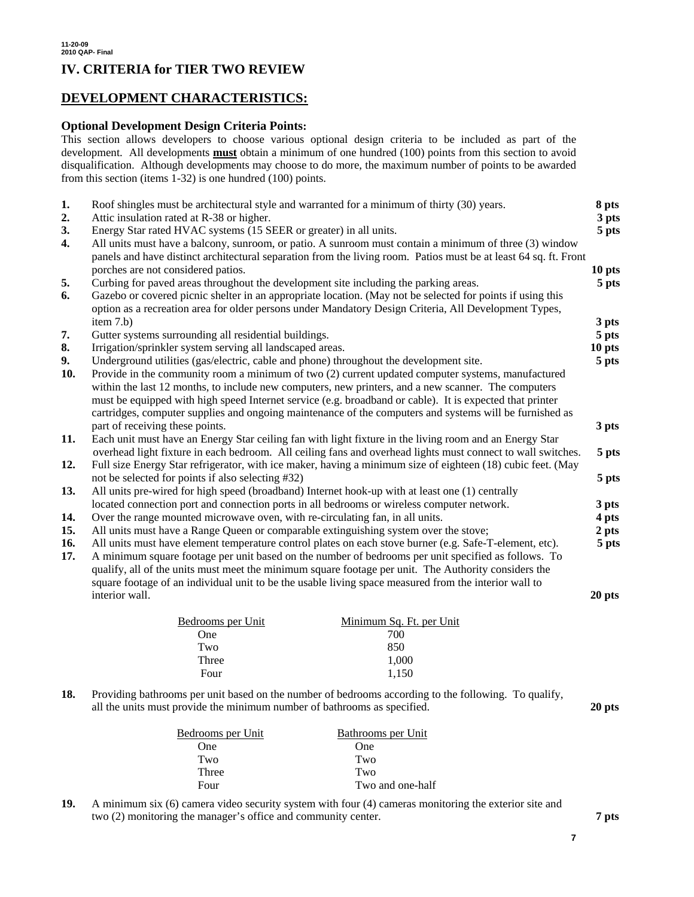# IV. CRITERIA for TIER TWO REVIEW

## DEVELOPMENT CHARACTERISTICS:

### Optional Development Design Criteria Points:

This section allows developers to choose various optional design criteria to be included as part of the development. All developments **must** obtain a minimum of one hundred (100) points from this section to avoid disqualification. Although developments may choose to do more, the maximum number of points to be awarded from this section (items 1-32) is one hundred (100) points.

**1.** Roof shingles must be architectural style and warranted for a minimum of thirty (30) years. **8 pts**

**2.** Attic insulation rated at R-38 or higher. **3 pts**

**3.** Energy Star rated HVAC systems (15 SEER or greater) in all units. **5 pts**

**4.** All units must have a balcony, sunroom, or patio. A sunroom must contain a minimum of three (3) window panels and have distinct architectural separation from the living room. Patios must be at least 64 sq. ft. Front porches are not considered patios. **10 pts**

**5.** Curbing for paved areas throughout the development site including the parking areas. **5 pts**

**6.** Gazebo or covered picnic shelter in an appropriate location. (May not be selected for points if using this option as a recreation area for older persons under Mandatory Design Criteria, All Development Types, item 7.b) **3 pts**

**7.** Gutter systems surrounding all residential buildings. **5 pts**

**8.** Irrigation/sprinkler system serving all landscaped areas. **10 pts**

**9.** Underground utilities (gas/electric, cable and phone) throughout the development site. **5 pts**

**10.** Provide in the community room a minimum of two (2) current updated computer systems, manufactured within the last 12 months, to include new computers, new printers, and a new scanner. The computers must be equipped with high speed Internet service (e.g. broadband or cable). It is expected that printer cartridges, computer supplies and ongoing maintenance of the computers and systems will be furnished as part of receiving these points. **3 pts**

**11.** Each unit must have an Energy Star ceiling fan with light fixture in the living room and an Energy Star overhead light fixture in each bedroom. All ceiling fans and overhead lights must connect to wall switches. **5 pts**

**12.** Full size Energy Star refrigerator, with ice maker, having a minimum size of eighteen (18) cubic feet. (May not be selected for points if also selecting #32) **5 pts**

**13.** All units pre-wired for high speed (broadband) Internet hook-up with at least one (1) centrally located connection port and connection ports in all bedrooms or wireless computer network. **3 pts**

**14.** Over the range mounted microwave oven, with re-circulating fan, in all units. **4 pts**

**15.** All units must have a Range Queen or comparable extinguishing system over the stove; **2 pts**

**16.** All units must have element temperature control plates on each stove burner (e.g. Safe-T-element, etc). **5 pts**

**17.** A minimum square footage per unit based on the number of bedrooms per unit specified as follows. To qualify, all of the units must meet the minimum square footage per unit. The Authority considers the square footage of an individual unit to be the usable living space measured from the interior wall to interior wall. **20 pts**

| Bedrooms per Unit | Minimum Sq. Ft. per Unit |
|---|---|
| One | 700 |
| Two | 850 |
| Three | 1,000 |
| Four | 1,150 |

**18.** Providing bathrooms per unit based on the number of bedrooms according to the following. To qualify, all the units must provide the minimum number of bathrooms as specified. **20 pts**

| Bedrooms per Unit | Bathrooms per Unit |
|---|---|
| One | One |
| Two | Two |
| Three | Two |
| Four | Two and one-half |

**19.** A minimum six (6) camera video security system with four (4) cameras monitoring the exterior site and two (2) monitoring the manager's office and community center. **7 pts**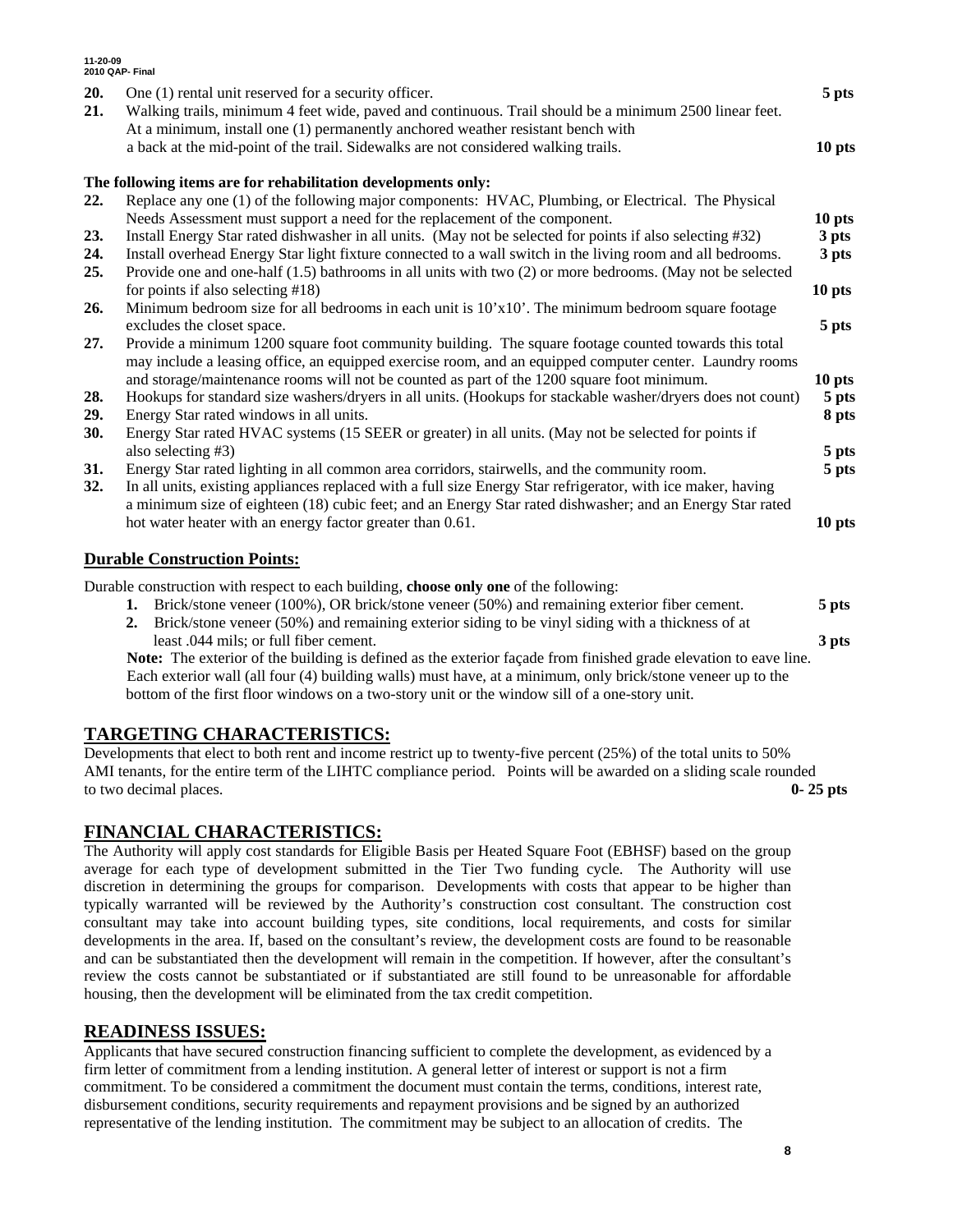20. One (1) rental unit reserved for a security officer. **5 pts**

21. Walking trails, minimum 4 feet wide, paved and continuous. Trail should be a minimum 2500 linear feet. At a minimum, install one (1) permanently anchored weather resistant bench with a back at the mid-point of the trail. Sidewalks are not considered walking trails. **10 pts**

**The following items are for rehabilitation developments only:**

22. Replace any one (1) of the following major components: HVAC, Plumbing, or Electrical. The Physical Needs Assessment must support a need for the replacement of the component. **10 pts**

23. Install Energy Star rated dishwasher in all units. (May not be selected for points if also selecting #32) **3 pts**

24. Install overhead Energy Star light fixture connected to a wall switch in the living room and all bedrooms. **3 pts**

25. Provide one and one-half (1.5) bathrooms in all units with two (2) or more bedrooms. (May not be selected for points if also selecting #18) **10 pts**

26. Minimum bedroom size for all bedrooms in each unit is 10'x10'. The minimum bedroom square footage excludes the closet space. **5 pts**

27. Provide a minimum 1200 square foot community building. The square footage counted towards this total may include a leasing office, an equipped exercise room, and an equipped computer center. Laundry rooms and storage/maintenance rooms will not be counted as part of the 1200 square foot minimum. **10 pts**

28. Hookups for standard size washers/dryers in all units. (Hookups for stackable washer/dryers does not count) **5 pts**

29. Energy Star rated windows in all units. **8 pts**

30. Energy Star rated HVAC systems (15 SEER or greater) in all units. (May not be selected for points if also selecting #3) **5 pts**

31. Energy Star rated lighting in all common area corridors, stairwells, and the community room. **5 pts**

32. In all units, existing appliances replaced with a full size Energy Star refrigerator, with ice maker, having a minimum size of eighteen (18) cubic feet; and an Energy Star rated dishwasher; and an Energy Star rated hot water heater with an energy factor greater than 0.61. **10 pts**

### Durable Construction Points:

Durable construction with respect to each building, **choose only one** of the following:

1. Brick/stone veneer (100%), OR brick/stone veneer (50%) and remaining exterior fiber cement. **5 pts**
2. Brick/stone veneer (50%) and remaining exterior siding to be vinyl siding with a thickness of at least .044 mils; or full fiber cement. **3 pts**

**Note:** The exterior of the building is defined as the exterior façade from finished grade elevation to eave line. Each exterior wall (all four (4) building walls) must have, at a minimum, only brick/stone veneer up to the bottom of the first floor windows on a two-story unit or the window sill of a one-story unit.

## TARGETING CHARACTERISTICS:

Developments that elect to both rent and income restrict up to twenty-five percent (25%) of the total units to 50% AMI tenants, for the entire term of the LIHTC compliance period. Points will be awarded on a sliding scale rounded to two decimal places. **0- 25 pts**

## FINANCIAL CHARACTERISTICS:

The Authority will apply cost standards for Eligible Basis per Heated Square Foot (EBHSF) based on the group average for each type of development submitted in the Tier Two funding cycle. The Authority will use discretion in determining the groups for comparison. Developments with costs that appear to be higher than typically warranted will be reviewed by the Authority's construction cost consultant. The construction cost consultant may take into account building types, site conditions, local requirements, and costs for similar developments in the area. If, based on the consultant's review, the development costs are found to be reasonable and can be substantiated then the development will remain in the competition. If however, after the consultant's review the costs cannot be substantiated or if substantiated are still found to be unreasonable for affordable housing, then the development will be eliminated from the tax credit competition.

## READINESS ISSUES:

Applicants that have secured construction financing sufficient to complete the development, as evidenced by a firm letter of commitment from a lending institution. A general letter of interest or support is not a firm commitment. To be considered a commitment the document must contain the terms, conditions, interest rate, disbursement conditions, security requirements and repayment provisions and be signed by an authorized representative of the lending institution. The commitment may be subject to an allocation of credits. The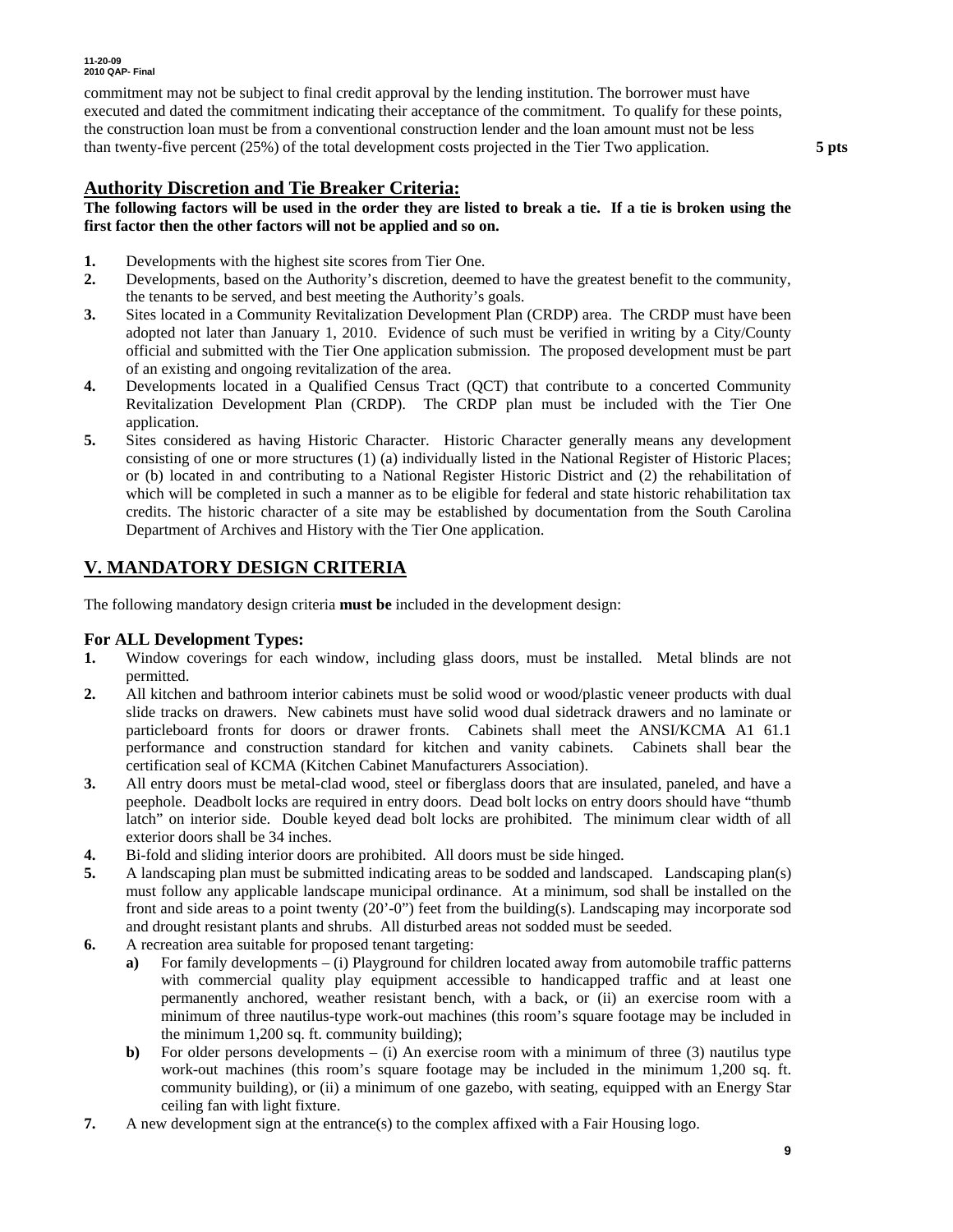commitment may not be subject to final credit approval by the lending institution. The borrower must have executed and dated the commitment indicating their acceptance of the commitment. To qualify for these points, the construction loan must be from a conventional construction lender and the loan amount must not be less than twenty-five percent (25%) of the total development costs projected in the Tier Two application. **5 pts**

## Authority Discretion and Tie Breaker Criteria:

**The following factors will be used in the order they are listed to break a tie. If a tie is broken using the first factor then the other factors will not be applied and so on.**

1. Developments with the highest site scores from Tier One.
2. Developments, based on the Authority's discretion, deemed to have the greatest benefit to the community, the tenants to be served, and best meeting the Authority's goals.
3. Sites located in a Community Revitalization Development Plan (CRDP) area. The CRDP must have been adopted not later than January 1, 2010. Evidence of such must be verified in writing by a City/County official and submitted with the Tier One application submission. The proposed development must be part of an existing and ongoing revitalization of the area.
4. Developments located in a Qualified Census Tract (QCT) that contribute to a concerted Community Revitalization Development Plan (CRDP). The CRDP plan must be included with the Tier One application.
5. Sites considered as having Historic Character. Historic Character generally means any development consisting of one or more structures (1) (a) individually listed in the National Register of Historic Places; or (b) located in and contributing to a National Register Historic District and (2) the rehabilitation of which will be completed in such a manner as to be eligible for federal and state historic rehabilitation tax credits. The historic character of a site may be established by documentation from the South Carolina Department of Archives and History with the Tier One application.

# V. MANDATORY DESIGN CRITERIA

The following mandatory design criteria **must be** included in the development design:

### For ALL Development Types:

1. Window coverings for each window, including glass doors, must be installed. Metal blinds are not permitted.
2. All kitchen and bathroom interior cabinets must be solid wood or wood/plastic veneer products with dual slide tracks on drawers. New cabinets must have solid wood dual sidetrack drawers and no laminate or particleboard fronts for doors or drawer fronts. Cabinets shall meet the ANSI/KCMA A1 61.1 performance and construction standard for kitchen and vanity cabinets. Cabinets shall bear the certification seal of KCMA (Kitchen Cabinet Manufacturers Association).
3. All entry doors must be metal-clad wood, steel or fiberglass doors that are insulated, paneled, and have a peephole. Deadbolt locks are required in entry doors. Dead bolt locks on entry doors should have "thumb latch" on interior side. Double keyed dead bolt locks are prohibited. The minimum clear width of all exterior doors shall be 34 inches.
4. Bi-fold and sliding interior doors are prohibited. All doors must be side hinged.
5. A landscaping plan must be submitted indicating areas to be sodded and landscaped. Landscaping plan(s) must follow any applicable landscape municipal ordinance. At a minimum, sod shall be installed on the front and side areas to a point twenty (20'-0") feet from the building(s). Landscaping may incorporate sod and drought resistant plants and shrubs. All disturbed areas not sodded must be seeded.
6. A recreation area suitable for proposed tenant targeting:
   - **a)** For family developments – (i) Playground for children located away from automobile traffic patterns with commercial quality play equipment accessible to handicapped traffic and at least one permanently anchored, weather resistant bench, with a back, or (ii) an exercise room with a minimum of three nautilus-type work-out machines (this room's square footage may be included in the minimum 1,200 sq. ft. community building);
   - **b)** For older persons developments – (i) An exercise room with a minimum of three (3) nautilus type work-out machines (this room's square footage may be included in the minimum 1,200 sq. ft. community building), or (ii) a minimum of one gazebo, with seating, equipped with an Energy Star ceiling fan with light fixture.
7. A new development sign at the entrance(s) to the complex affixed with a Fair Housing logo.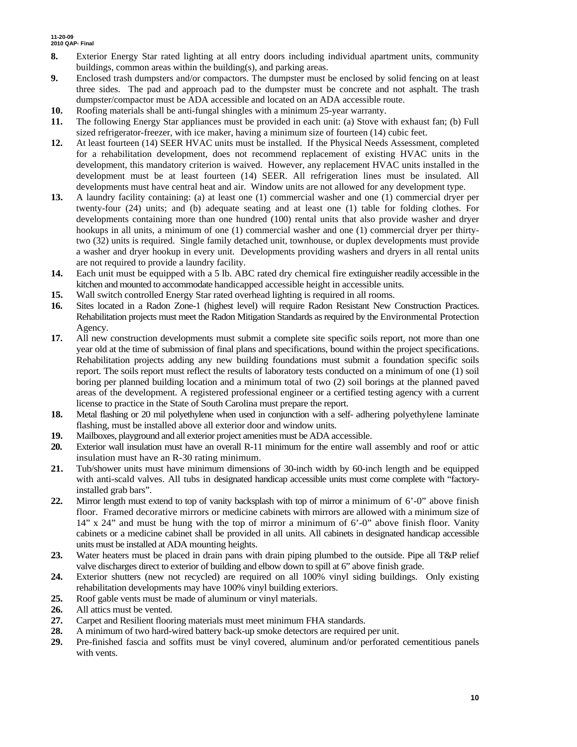8. Exterior Energy Star rated lighting at all entry doors including individual apartment units, community buildings, common areas within the building(s), and parking areas.
9. Enclosed trash dumpsters and/or compactors. The dumpster must be enclosed by solid fencing on at least three sides. The pad and approach pad to the dumpster must be concrete and not asphalt. The trash dumpster/compactor must be ADA accessible and located on an ADA accessible route.
10. Roofing materials shall be anti-fungal shingles with a minimum 25-year warranty.
11. The following Energy Star appliances must be provided in each unit: (a) Stove with exhaust fan; (b) Full sized refrigerator-freezer, with ice maker, having a minimum size of fourteen (14) cubic feet.
12. At least fourteen (14) SEER HVAC units must be installed. If the Physical Needs Assessment, completed for a rehabilitation development, does not recommend replacement of existing HVAC units in the development, this mandatory criterion is waived. However, any replacement HVAC units installed in the development must be at least fourteen (14) SEER. All refrigeration lines must be insulated. All developments must have central heat and air. Window units are not allowed for any development type.
13. A laundry facility containing: (a) at least one (1) commercial washer and one (1) commercial dryer per twenty-four (24) units; and (b) adequate seating and at least one (1) table for folding clothes. For developments containing more than one hundred (100) rental units that also provide washer and dryer hookups in all units, a minimum of one (1) commercial washer and one (1) commercial dryer per thirty-two (32) units is required. Single family detached unit, townhouse, or duplex developments must provide a washer and dryer hookup in every unit. Developments providing washers and dryers in all rental units are not required to provide a laundry facility.
14. Each unit must be equipped with a 5 lb. ABC rated dry chemical fire extinguisher readily accessible in the kitchen and mounted to accommodate handicapped accessible height in accessible units.
15. Wall switch controlled Energy Star rated overhead lighting is required in all rooms.
16. Sites located in a Radon Zone-1 (highest level) will require Radon Resistant New Construction Practices. Rehabilitation projects must meet the Radon Mitigation Standards as required by the Environmental Protection Agency.
17. All new construction developments must submit a complete site specific soils report, not more than one year old at the time of submission of final plans and specifications, bound within the project specifications. Rehabilitation projects adding any new building foundations must submit a foundation specific soils report. The soils report must reflect the results of laboratory tests conducted on a minimum of one (1) soil boring per planned building location and a minimum total of two (2) soil borings at the planned paved areas of the development. A registered professional engineer or a certified testing agency with a current license to practice in the State of South Carolina must prepare the report.
18. Metal flashing or 20 mil polyethylene when used in conjunction with a self- adhering polyethylene laminate flashing, must be installed above all exterior door and window units.
19. Mailboxes, playground and all exterior project amenities must be ADA accessible.
20. Exterior wall insulation must have an overall R-11 minimum for the entire wall assembly and roof or attic insulation must have an R-30 rating minimum.
21. Tub/shower units must have minimum dimensions of 30-inch width by 60-inch length and be equipped with anti-scald valves. All tubs in designated handicap accessible units must come complete with "factory-installed grab bars".
22. Mirror length must extend to top of vanity backsplash with top of mirror a minimum of 6'-0" above finish floor. Framed decorative mirrors or medicine cabinets with mirrors are allowed with a minimum size of 14" x 24" and must be hung with the top of mirror a minimum of 6'-0" above finish floor. Vanity cabinets or a medicine cabinet shall be provided in all units. All cabinets in designated handicap accessible units must be installed at ADA mounting heights.
23. Water heaters must be placed in drain pans with drain piping plumbed to the outside. Pipe all T&P relief valve discharges direct to exterior of building and elbow down to spill at 6" above finish grade.
24. Exterior shutters (new not recycled) are required on all 100% vinyl siding buildings. Only existing rehabilitation developments may have 100% vinyl building exteriors.
25. Roof gable vents must be made of aluminum or vinyl materials.
26. All attics must be vented.
27. Carpet and Resilient flooring materials must meet minimum FHA standards.
28. A minimum of two hard-wired battery back-up smoke detectors are required per unit.
29. Pre-finished fascia and soffits must be vinyl covered, aluminum and/or perforated cementitious panels with vents.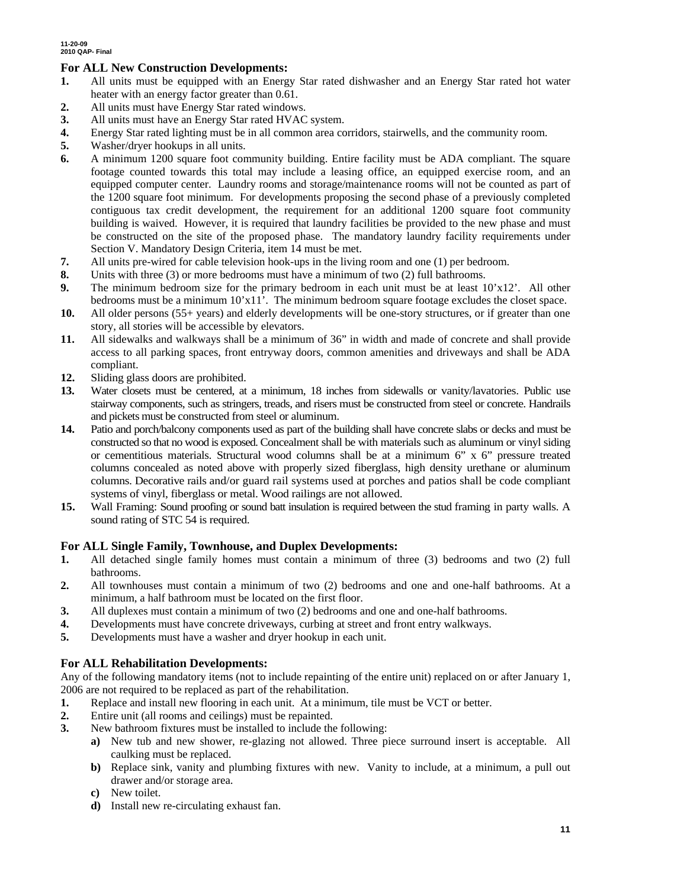**For ALL New Construction Developments:**

1. All units must be equipped with an Energy Star rated dishwasher and an Energy Star rated hot water heater with an energy factor greater than 0.61.
2. All units must have Energy Star rated windows.
3. All units must have an Energy Star rated HVAC system.
4. Energy Star rated lighting must be in all common area corridors, stairwells, and the community room.
5. Washer/dryer hookups in all units.
6. A minimum 1200 square foot community building. Entire facility must be ADA compliant. The square footage counted towards this total may include a leasing office, an equipped exercise room, and an equipped computer center. Laundry rooms and storage/maintenance rooms will not be counted as part of the 1200 square foot minimum. For developments proposing the second phase of a previously completed contiguous tax credit development, the requirement for an additional 1200 square foot community building is waived. However, it is required that laundry facilities be provided to the new phase and must be constructed on the site of the proposed phase. The mandatory laundry facility requirements under Section V. Mandatory Design Criteria, item 14 must be met.
7. All units pre-wired for cable television hook-ups in the living room and one (1) per bedroom.
8. Units with three (3) or more bedrooms must have a minimum of two (2) full bathrooms.
9. The minimum bedroom size for the primary bedroom in each unit must be at least 10'x12'. All other bedrooms must be a minimum 10'x11'. The minimum bedroom square footage excludes the closet space.
10. All older persons (55+ years) and elderly developments will be one-story structures, or if greater than one story, all stories will be accessible by elevators.
11. All sidewalks and walkways shall be a minimum of 36" in width and made of concrete and shall provide access to all parking spaces, front entryway doors, common amenities and driveways and shall be ADA compliant.
12. Sliding glass doors are prohibited.
13. Water closets must be centered, at a minimum, 18 inches from sidewalls or vanity/lavatories. Public use stairway components, such as stringers, treads, and risers must be constructed from steel or concrete. Handrails and pickets must be constructed from steel or aluminum.
14. Patio and porch/balcony components used as part of the building shall have concrete slabs or decks and must be constructed so that no wood is exposed. Concealment shall be with materials such as aluminum or vinyl siding or cementitious materials. Structural wood columns shall be at a minimum 6" x 6" pressure treated columns concealed as noted above with properly sized fiberglass, high density urethane or aluminum columns. Decorative rails and/or guard rail systems used at porches and patios shall be code compliant systems of vinyl, fiberglass or metal. Wood railings are not allowed.
15. Wall Framing: Sound proofing or sound batt insulation is required between the stud framing in party walls. A sound rating of STC 54 is required.

**For ALL Single Family, Townhouse, and Duplex Developments:**

1. All detached single family homes must contain a minimum of three (3) bedrooms and two (2) full bathrooms.
2. All townhouses must contain a minimum of two (2) bedrooms and one and one-half bathrooms. At a minimum, a half bathroom must be located on the first floor.
3. All duplexes must contain a minimum of two (2) bedrooms and one and one-half bathrooms.
4. Developments must have concrete driveways, curbing at street and front entry walkways.
5. Developments must have a washer and dryer hookup in each unit.

**For ALL Rehabilitation Developments:**

Any of the following mandatory items (not to include repainting of the entire unit) replaced on or after January 1, 2006 are not required to be replaced as part of the rehabilitation.

1. Replace and install new flooring in each unit. At a minimum, tile must be VCT or better.
2. Entire unit (all rooms and ceilings) must be repainted.
3. New bathroom fixtures must be installed to include the following:
   - **a)** New tub and new shower, re-glazing not allowed. Three piece surround insert is acceptable. All caulking must be replaced.
   - **b)** Replace sink, vanity and plumbing fixtures with new. Vanity to include, at a minimum, a pull out drawer and/or storage area.
   - **c)** New toilet.
   - **d)** Install new re-circulating exhaust fan.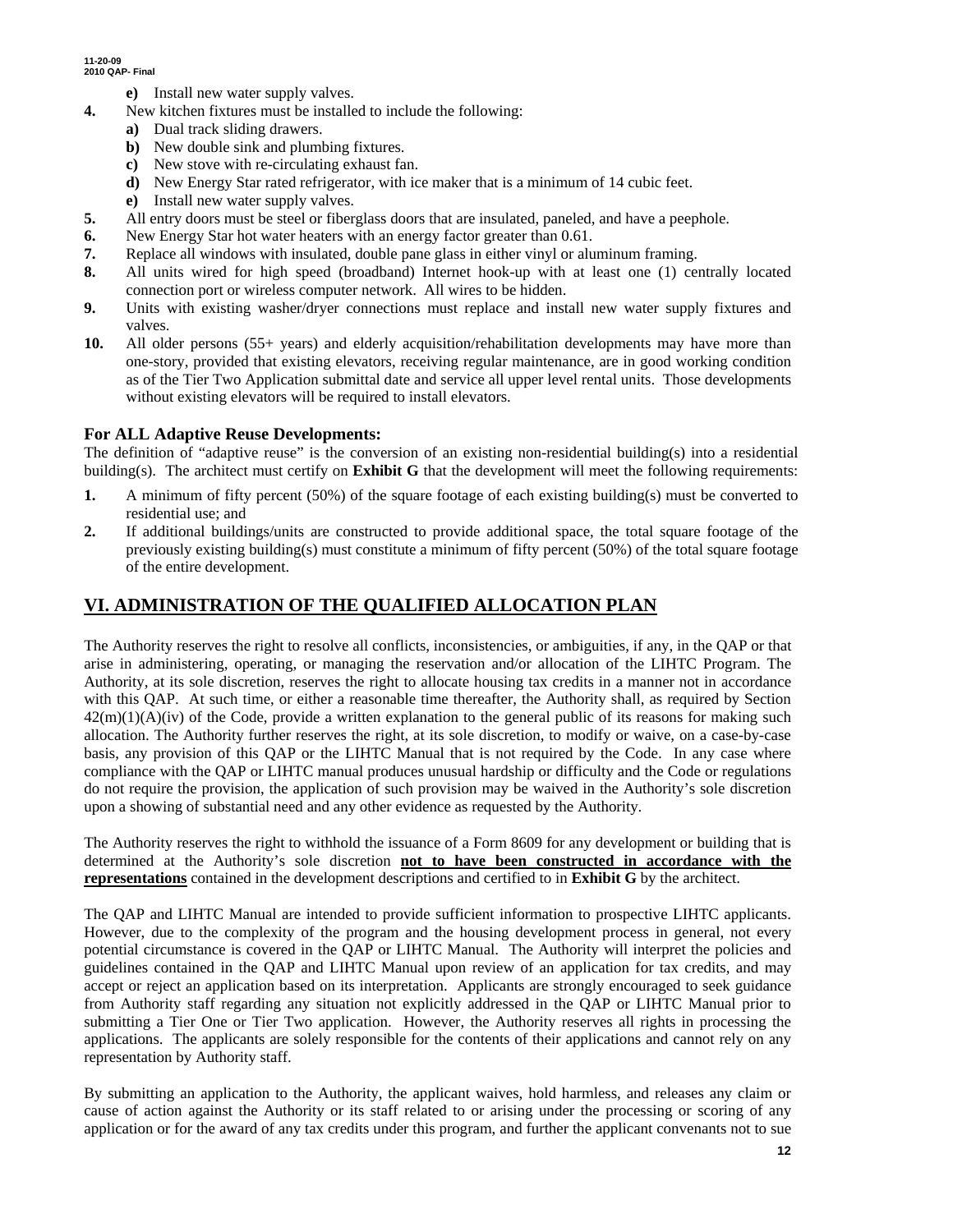- **e)** Install new water supply valves.

4. New kitchen fixtures must be installed to include the following:
   - **a)** Dual track sliding drawers.
   - **b)** New double sink and plumbing fixtures.
   - **c)** New stove with re-circulating exhaust fan.
   - **d)** New Energy Star rated refrigerator, with ice maker that is a minimum of 14 cubic feet.
   - **e)** Install new water supply valves.
5. All entry doors must be steel or fiberglass doors that are insulated, paneled, and have a peephole.
6. New Energy Star hot water heaters with an energy factor greater than 0.61.
7. Replace all windows with insulated, double pane glass in either vinyl or aluminum framing.
8. All units wired for high speed (broadband) Internet hook-up with at least one (1) centrally located connection port or wireless computer network. All wires to be hidden.
9. Units with existing washer/dryer connections must replace and install new water supply fixtures and valves.
10. All older persons (55+ years) and elderly acquisition/rehabilitation developments may have more than one-story, provided that existing elevators, receiving regular maintenance, are in good working condition as of the Tier Two Application submittal date and service all upper level rental units. Those developments without existing elevators will be required to install elevators.

### For ALL Adaptive Reuse Developments:

The definition of "adaptive reuse" is the conversion of an existing non-residential building(s) into a residential building(s). The architect must certify on **Exhibit G** that the development will meet the following requirements:

1. A minimum of fifty percent (50%) of the square footage of each existing building(s) must be converted to residential use; and
2. If additional buildings/units are constructed to provide additional space, the total square footage of the previously existing building(s) must constitute a minimum of fifty percent (50%) of the total square footage of the entire development.

## VI. ADMINISTRATION OF THE QUALIFIED ALLOCATION PLAN

The Authority reserves the right to resolve all conflicts, inconsistencies, or ambiguities, if any, in the QAP or that arise in administering, operating, or managing the reservation and/or allocation of the LIHTC Program. The Authority, at its sole discretion, reserves the right to allocate housing tax credits in a manner not in accordance with this QAP. At such time, or either a reasonable time thereafter, the Authority shall, as required by Section 42(m)(1)(A)(iv) of the Code, provide a written explanation to the general public of its reasons for making such allocation. The Authority further reserves the right, at its sole discretion, to modify or waive, on a case-by-case basis, any provision of this QAP or the LIHTC Manual that is not required by the Code. In any case where compliance with the QAP or LIHTC manual produces unusual hardship or difficulty and the Code or regulations do not require the provision, the application of such provision may be waived in the Authority's sole discretion upon a showing of substantial need and any other evidence as requested by the Authority.

The Authority reserves the right to withhold the issuance of a Form 8609 for any development or building that is determined at the Authority's sole discretion **not to have been constructed in accordance with the representations** contained in the development descriptions and certified to in **Exhibit G** by the architect.

The QAP and LIHTC Manual are intended to provide sufficient information to prospective LIHTC applicants. However, due to the complexity of the program and the housing development process in general, not every potential circumstance is covered in the QAP or LIHTC Manual. The Authority will interpret the policies and guidelines contained in the QAP and LIHTC Manual upon review of an application for tax credits, and may accept or reject an application based on its interpretation. Applicants are strongly encouraged to seek guidance from Authority staff regarding any situation not explicitly addressed in the QAP or LIHTC Manual prior to submitting a Tier One or Tier Two application. However, the Authority reserves all rights in processing the applications. The applicants are solely responsible for the contents of their applications and cannot rely on any representation by Authority staff.

By submitting an application to the Authority, the applicant waives, hold harmless, and releases any claim or cause of action against the Authority or its staff related to or arising under the processing or scoring of any application or for the award of any tax credits under this program, and further the applicant convenants not to sue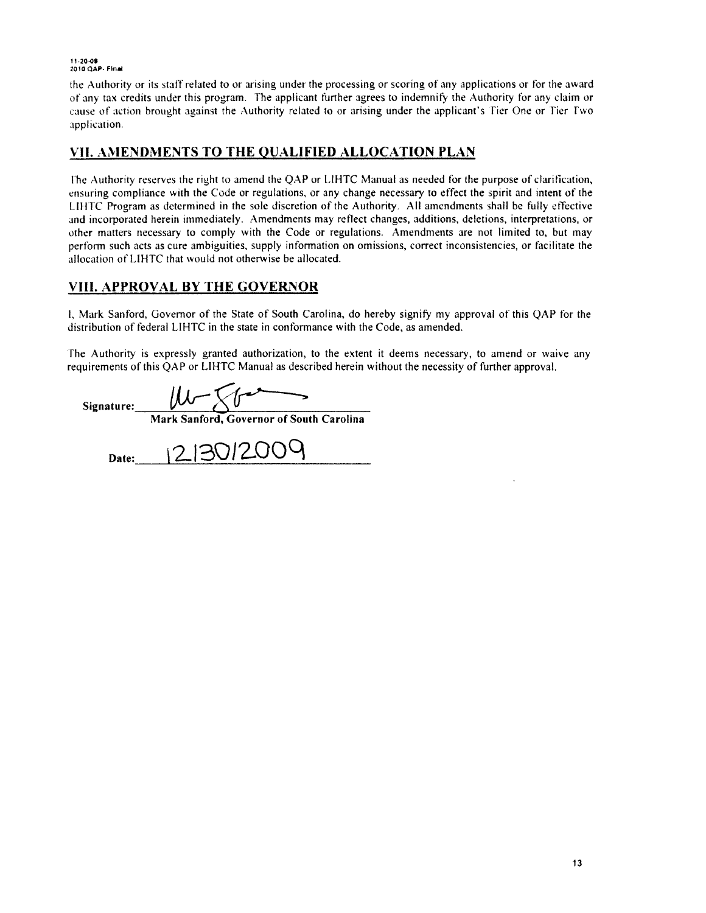the Authority or its staff related to or arising under the processing or scoring of any applications or for the award of any tax credits under this program. The applicant further agrees to indemnify the Authority for any claim or cause of action brought against the Authority related to or arising under the applicant's Tier One or Tier Two application.

## VII. AMENDMENTS TO THE QUALIFIED ALLOCATION PLAN

The Authority reserves the right to amend the QAP or LIHTC Manual as needed for the purpose of clarification, ensuring compliance with the Code or regulations, or any change necessary to effect the spirit and intent of the LIHTC Program as determined in the sole discretion of the Authority. All amendments shall be fully effective and incorporated herein immediately. Amendments may reflect changes, additions, deletions, interpretations, or other matters necessary to comply with the Code or regulations. Amendments are not limited to, but may perform such acts as cure ambiguities, supply information on omissions, correct inconsistencies, or facilitate the allocation of LIHTC that would not otherwise be allocated.

## VIII. APPROVAL BY THE GOVERNOR

I, Mark Sanford, Governor of the State of South Carolina, do hereby signify my approval of this QAP for the distribution of federal LIHTC in the state in conformance with the Code, as amended.

The Authority is expressly granted authorization, to the extent it deems necessary, to amend or waive any requirements of this QAP or LIHTC Manual as described herein without the necessity of further approval.

**Signature:** ______________________

**Mark Sanford, Governor of South Carolina**

**Date:** 12/30/2009